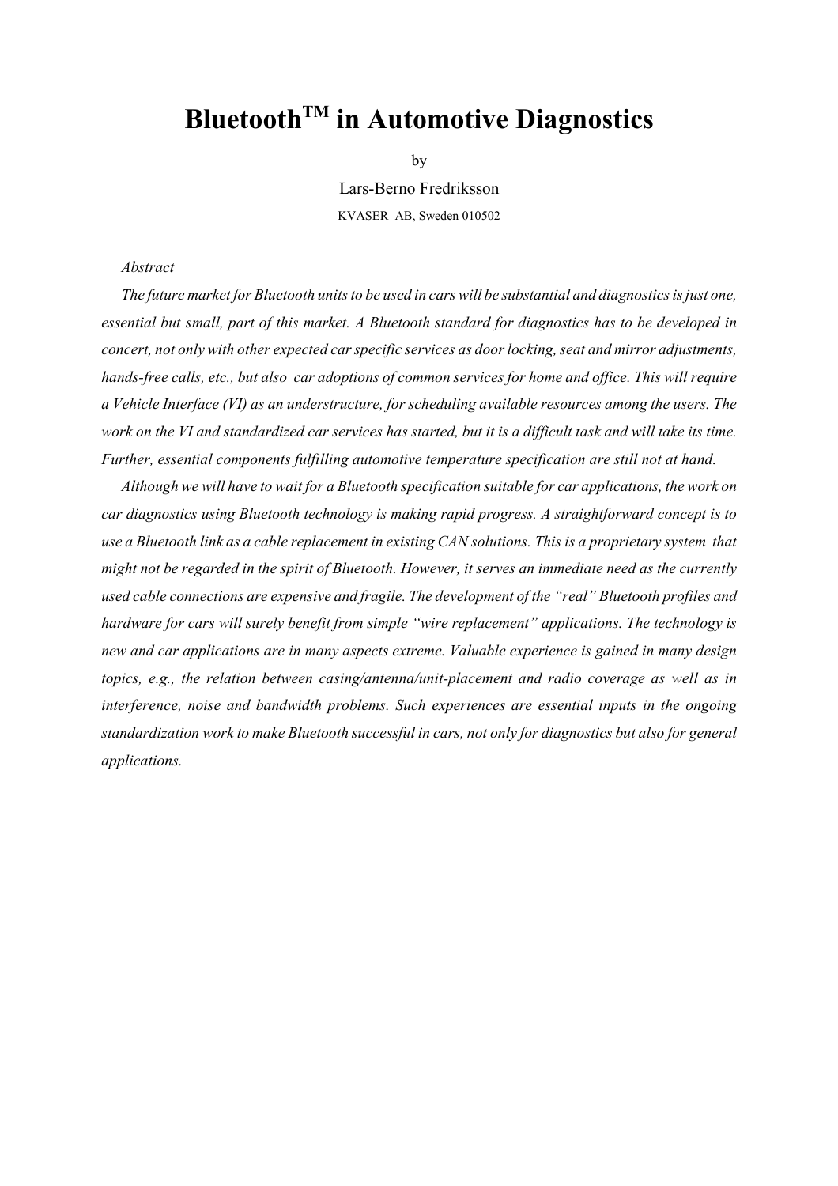# Bluetooth™ in Automotive Diagnostics

by

Lars-Berno Fredriksson

KVASER AB, Sweden 010502

*Abstract*

*The future market for Bluetooth units to be used in cars will be substantial and diagnostics is just one, essential but small, part of this market. A Bluetooth standard for diagnostics has to be developed in concert, not only with other expected car specific services as door locking, seat and mirror adjustments, hands-free calls, etc., but also car adoptions of common services for home and office. This will require a Vehicle Interface (VI) as an understructure, for scheduling available resources among the users. The work on the VI and standardized car services has started, but it is a difficult task and will take its time. Further, essential components fulfilling automotive temperature specification are still not at hand.*

*Although we will have to wait for a Bluetooth specification suitable for car applications, the work on car diagnostics using Bluetooth technology is making rapid progress. A straightforward concept is to use a Bluetooth link as a cable replacement in existing CAN solutions. This is a proprietary system that might not be regarded in the spirit of Bluetooth. However, it serves an immediate need as the currently used cable connections are expensive and fragile. The development of the "real" Bluetooth profiles and hardware for cars will surely benefit from simple "wire replacement" applications. The technology is new and car applications are in many aspects extreme. Valuable experience is gained in many design topics, e.g., the relation between casing/antenna/unit-placement and radio coverage as well as in interference, noise and bandwidth problems. Such experiences are essential inputs in the ongoing standardization work to make Bluetooth successful in cars, not only for diagnostics but also for general applications.*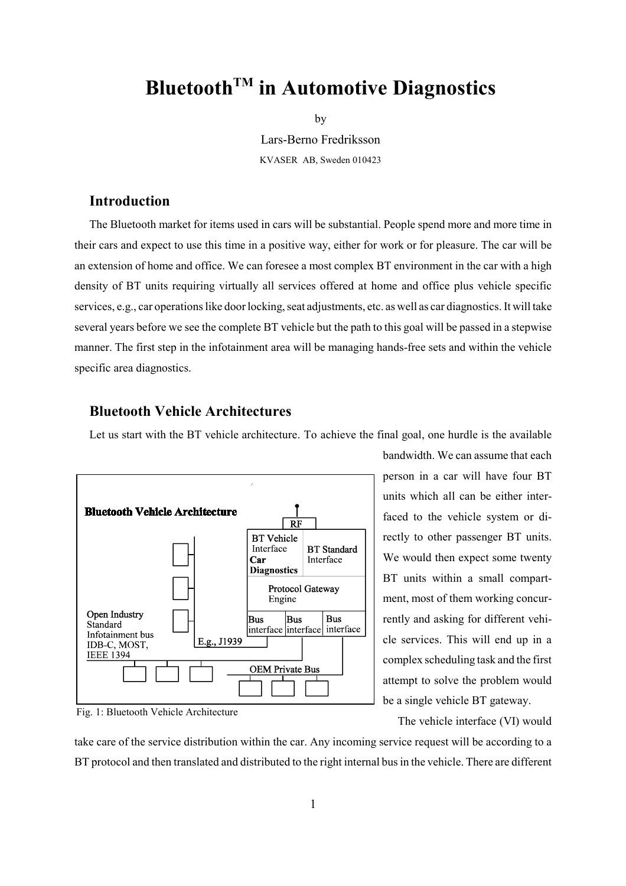// Bluetooth™ in Automotive Diagnostics

by

Lars-Berno Fredriksson

KVASER AB, Sweden 010423

## Introduction

The Bluetooth market for items used in cars will be substantial. People spend more and more time in their cars and expect to use this time in a positive way, either for work or for pleasure. The car will be an extension of home and office. We can foresee a most complex BT environment in the car with a high density of BT units requiring virtually all services offered at home and office plus vehicle specific services, e.g., car operations like door locking, seat adjustments, etc. as well as car diagnostics. It will take several years before we see the complete BT vehicle but the path to this goal will be passed in a stepwise manner. The first step in the infotainment area will be managing hands-free sets and within the vehicle specific area diagnostics.

## Bluetooth Vehicle Architectures

Let us start with the BT vehicle architecture. To achieve the final goal, one hurdle is the available bandwidth. We can assume that each person in a car will have four BT units which all can be either interfaced to the vehicle system or directly to other passenger BT units. We would then expect some twenty BT units within a small compartment, most of them working concurrently and asking for different vehicle services. This will end up in a complex scheduling task and the first attempt to solve the problem would be a single vehicle BT gateway.

Fig. 1: Bluetooth Vehicle Architecture

The vehicle interface (VI) would take care of the service distribution within the car. Any incoming service request will be according to a BT protocol and then translated and distributed to the right internal bus in the vehicle. There are different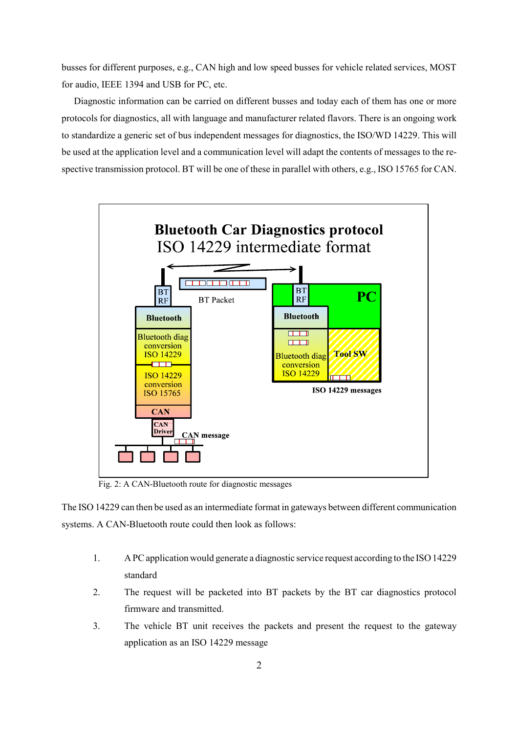busses for different purposes, e.g., CAN high and low speed busses for vehicle related services, MOST for audio, IEEE 1394 and USB for PC, etc.

Diagnostic information can be carried on different busses and today each of them has one or more protocols for diagnostics, all with language and manufacturer related flavors. There is an ongoing work to standardize a generic set of bus independent messages for diagnostics, the ISO/WD 14229. This will be used at the application level and a communication level will adapt the contents of messages to the respective transmission protocol. BT will be one of these in parallel with others, e.g., ISO 15765 for CAN.

Fig. 2: A CAN-Bluetooth route for diagnostic messages

The ISO 14229 can then be used as an intermediate format in gateways between different communication systems. A CAN-Bluetooth route could then look as follows:

1. A PC application would generate a diagnostic service request according to the ISO 14229 standard
2. The request will be packeted into BT packets by the BT car diagnostics protocol firmware and transmitted.
3. The vehicle BT unit receives the packets and present the request to the gateway application as an ISO 14229 message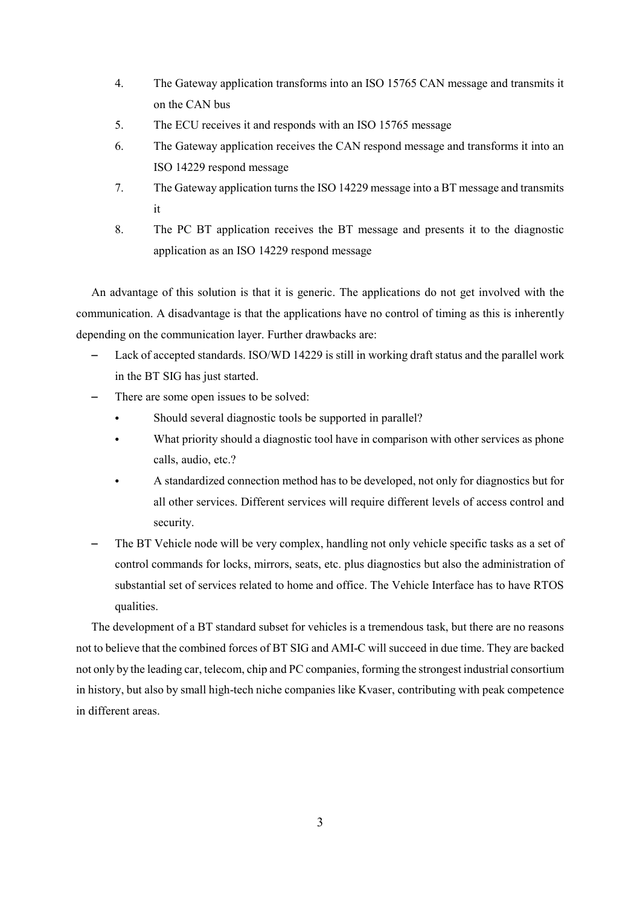4. The Gateway application transforms into an ISO 15765 CAN message and transmits it on the CAN bus
5. The ECU receives it and responds with an ISO 15765 message
6. The Gateway application receives the CAN respond message and transforms it into an ISO 14229 respond message
7. The Gateway application turns the ISO 14229 message into a BT message and transmits it
8. The PC BT application receives the BT message and presents it to the diagnostic application as an ISO 14229 respond message

An advantage of this solution is that it is generic. The applications do not get involved with the communication. A disadvantage is that the applications have no control of timing as this is inherently depending on the communication layer. Further drawbacks are:

- Lack of accepted standards. ISO/WD 14229 is still in working draft status and the parallel work in the BT SIG has just started.
- There are some open issues to be solved:
  - Should several diagnostic tools be supported in parallel?
  - What priority should a diagnostic tool have in comparison with other services as phone calls, audio, etc.?
  - A standardized connection method has to be developed, not only for diagnostics but for all other services. Different services will require different levels of access control and security.
- The BT Vehicle node will be very complex, handling not only vehicle specific tasks as a set of control commands for locks, mirrors, seats, etc. plus diagnostics but also the administration of substantial set of services related to home and office. The Vehicle Interface has to have RTOS qualities.

The development of a BT standard subset for vehicles is a tremendous task, but there are no reasons not to believe that the combined forces of BT SIG and AMI-C will succeed in due time. They are backed not only by the leading car, telecom, chip and PC companies, forming the strongest industrial consortium in history, but also by small high-tech niche companies like Kvaser, contributing with peak competence in different areas.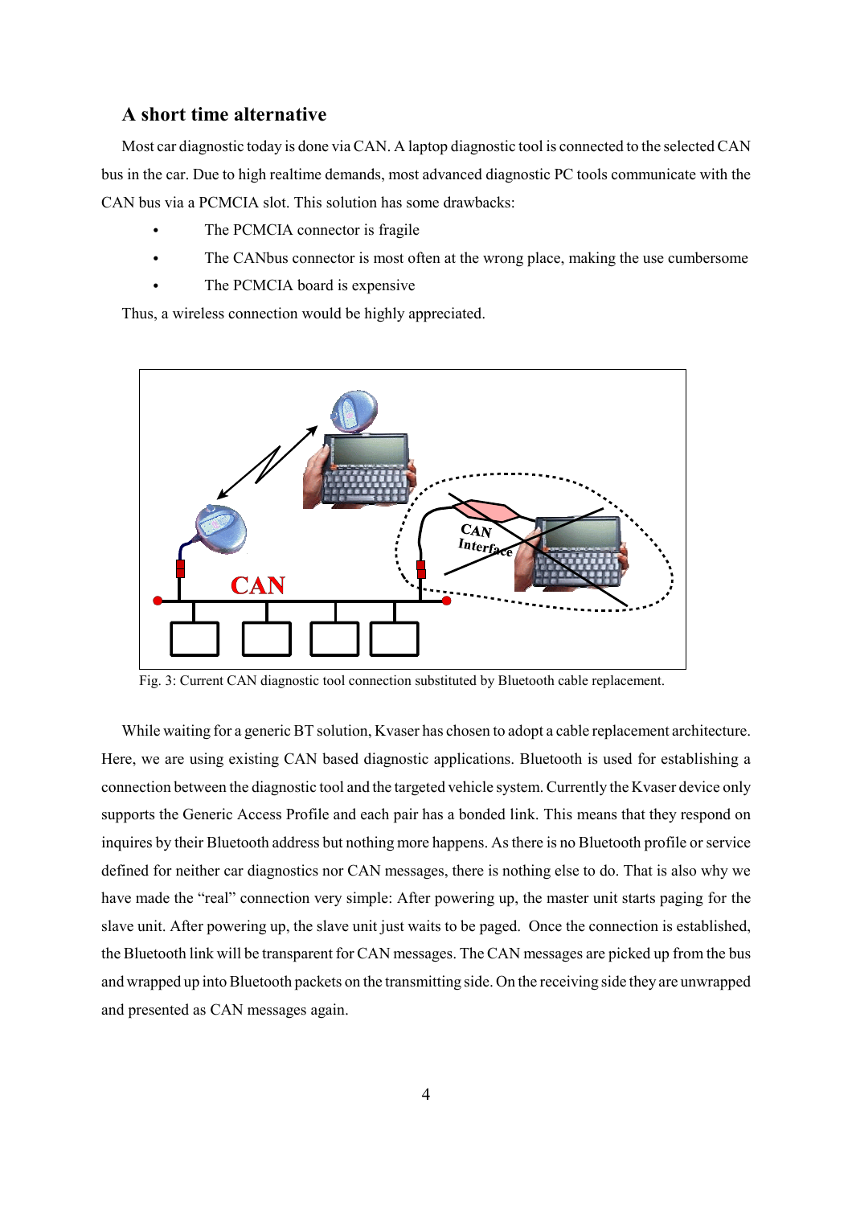## A short time alternative

Most car diagnostic today is done via CAN. A laptop diagnostic tool is connected to the selected CAN bus in the car. Due to high realtime demands, most advanced diagnostic PC tools communicate with the CAN bus via a PCMCIA slot. This solution has some drawbacks:

- The PCMCIA connector is fragile
- The CANbus connector is most often at the wrong place, making the use cumbersome
- The PCMCIA board is expensive

Thus, a wireless connection would be highly appreciated.

Fig. 3: Current CAN diagnostic tool connection substituted by Bluetooth cable replacement.

While waiting for a generic BT solution, Kvaser has chosen to adopt a cable replacement architecture. Here, we are using existing CAN based diagnostic applications. Bluetooth is used for establishing a connection between the diagnostic tool and the targeted vehicle system. Currently the Kvaser device only supports the Generic Access Profile and each pair has a bonded link. This means that they respond on inquires by their Bluetooth address but nothing more happens. As there is no Bluetooth profile or service defined for neither car diagnostics nor CAN messages, there is nothing else to do. That is also why we have made the "real" connection very simple: After powering up, the master unit starts paging for the slave unit. After powering up, the slave unit just waits to be paged. Once the connection is established, the Bluetooth link will be transparent for CAN messages. The CAN messages are picked up from the bus and wrapped up into Bluetooth packets on the transmitting side. On the receiving side they are unwrapped and presented as CAN messages again.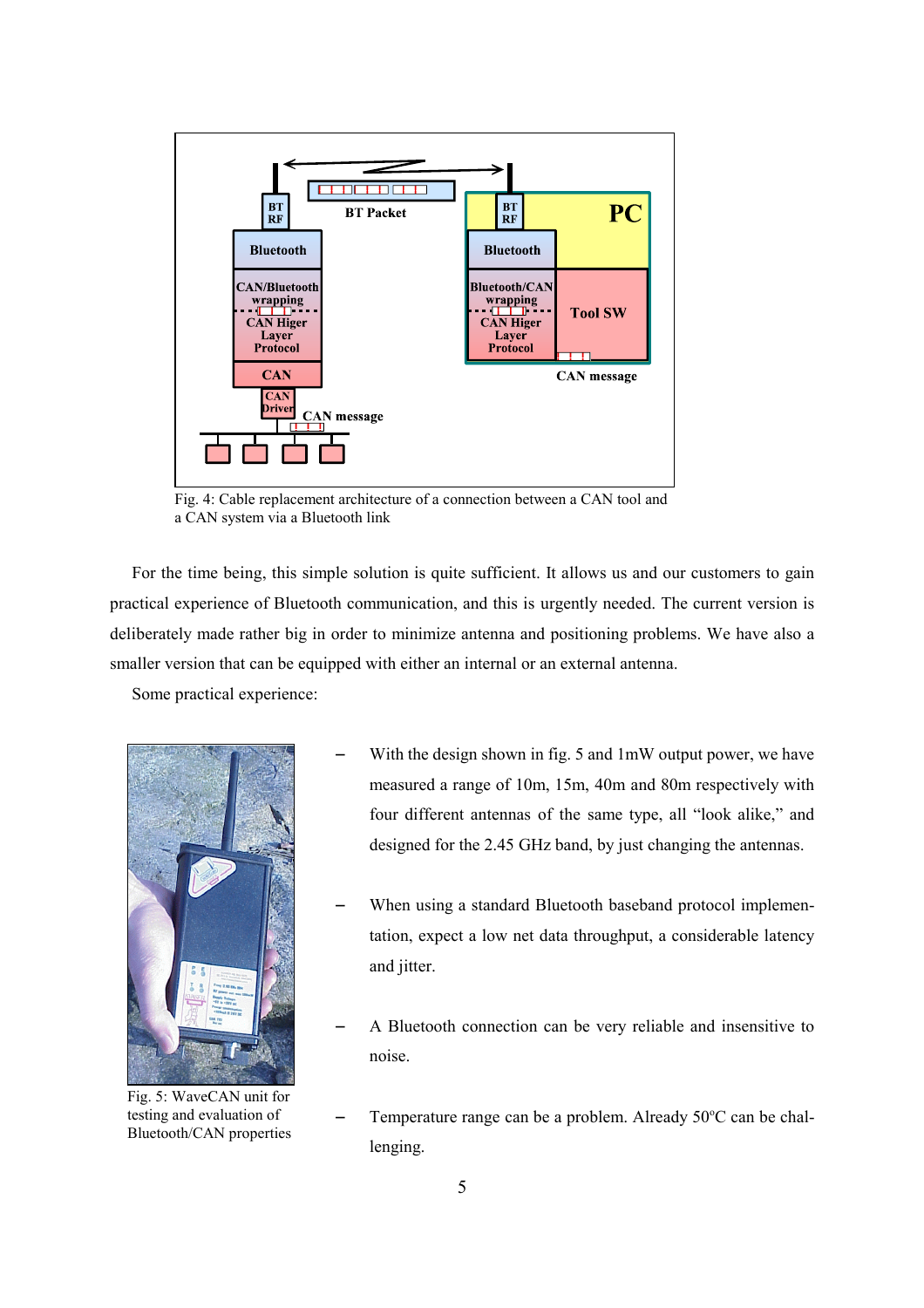Fig. 4: Cable replacement architecture of a connection between a CAN tool and a CAN system via a Bluetooth link

For the time being, this simple solution is quite sufficient. It allows us and our customers to gain practical experience of Bluetooth communication, and this is urgently needed. The current version is deliberately made rather big in order to minimize antenna and positioning problems. We have also a smaller version that can be equipped with either an internal or an external antenna.

Some practical experience:

- With the design shown in fig. 5 and 1mW output power, we have measured a range of 10m, 15m, 40m and 80m respectively with four different antennas of the same type, all "look alike," and designed for the 2.45 GHz band, by just changing the antennas.
- When using a standard Bluetooth baseband protocol implementation, expect a low net data throughput, a considerable latency and jitter.
- A Bluetooth connection can be very reliable and insensitive to noise.
- Temperature range can be a problem. Already 50°C can be challenging.

Fig. 5: WaveCAN unit for testing and evaluation of Bluetooth/CAN properties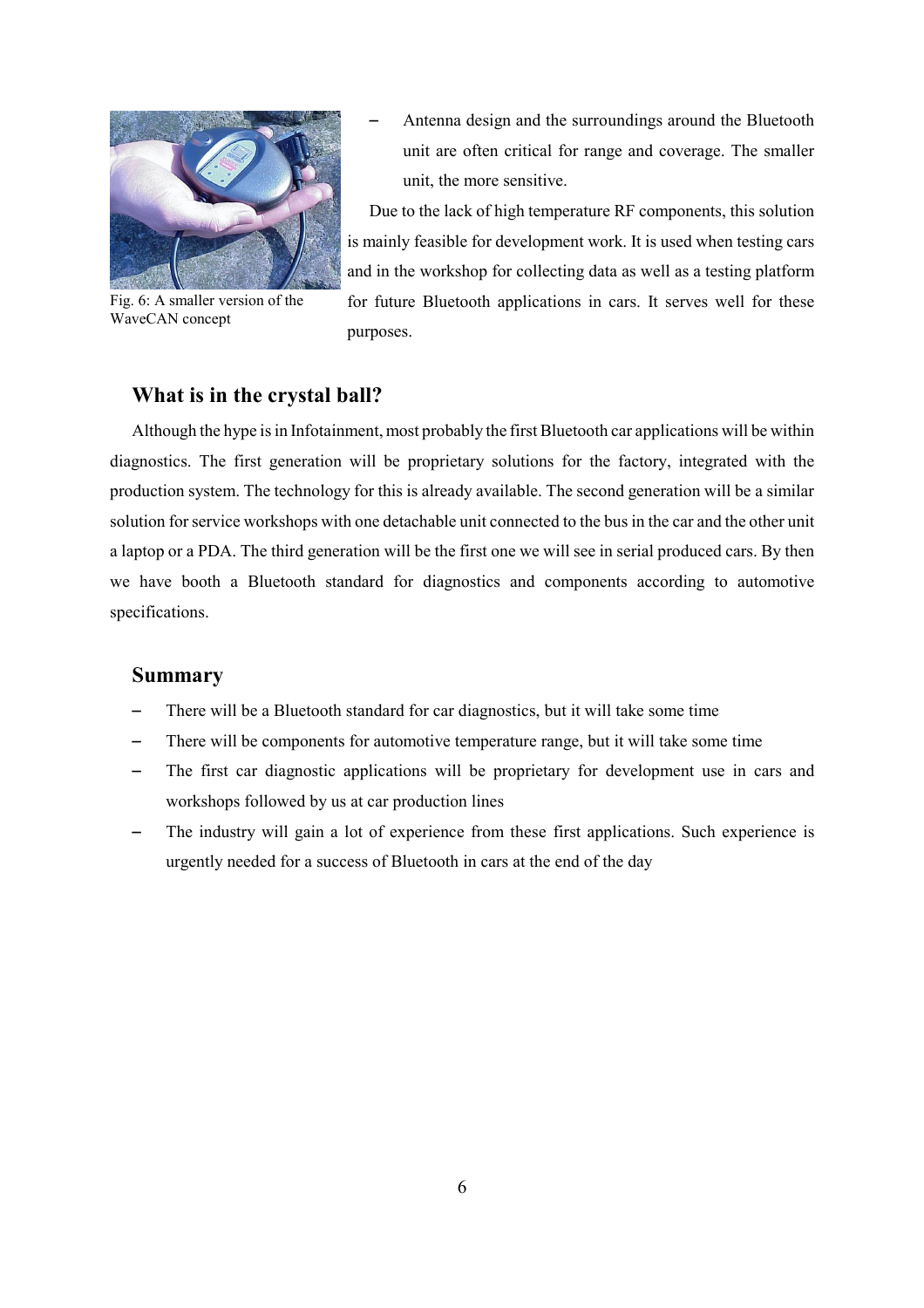Fig. 6: A smaller version of the WaveCAN concept

- Antenna design and the surroundings around the Bluetooth unit are often critical for range and coverage. The smaller unit, the more sensitive.

Due to the lack of high temperature RF components, this solution is mainly feasible for development work. It is used when testing cars and in the workshop for collecting data as well as a testing platform for future Bluetooth applications in cars. It serves well for these purposes.

## What is in the crystal ball?

Although the hype is in Infotainment, most probably the first Bluetooth car applications will be within diagnostics. The first generation will be proprietary solutions for the factory, integrated with the production system. The technology for this is already available. The second generation will be a similar solution for service workshops with one detachable unit connected to the bus in the car and the other unit a laptop or a PDA. The third generation will be the first one we will see in serial produced cars. By then we have booth a Bluetooth standard for diagnostics and components according to automotive specifications.

## Summary

- There will be a Bluetooth standard for car diagnostics, but it will take some time
- There will be components for automotive temperature range, but it will take some time
- The first car diagnostic applications will be proprietary for development use in cars and workshops followed by us at car production lines
- The industry will gain a lot of experience from these first applications. Such experience is urgently needed for a success of Bluetooth in cars at the end of the day